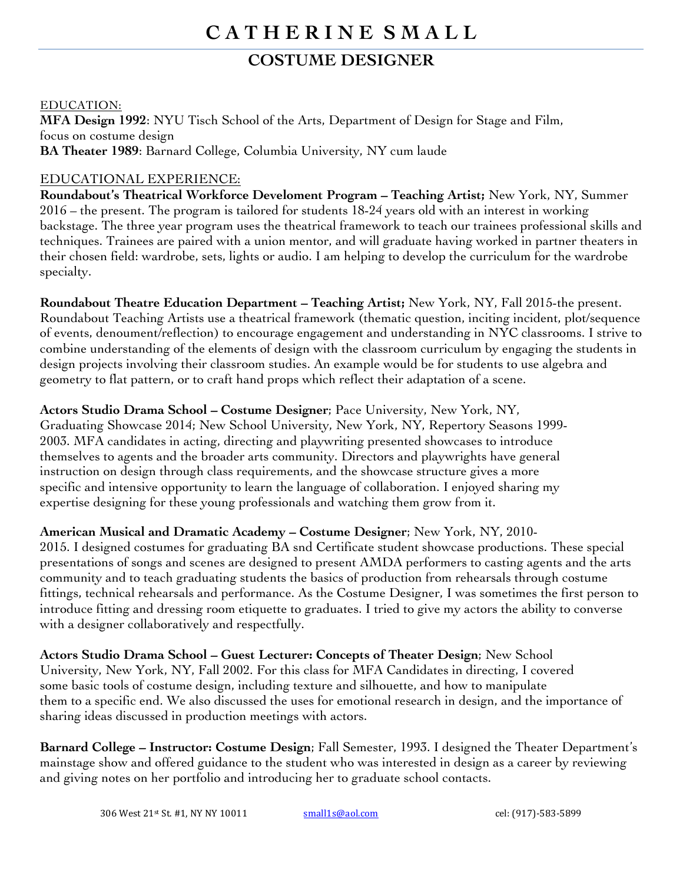# C A T H E R I N E S M A L L

## COSTUME DESIGNER

EDUCATION:

**MFA Design 1992**: NYU Tisch School of the Arts, Department of Design for Stage and Film, focus on costume design

**BA Theater 1989**: Barnard College, Columbia University, NY cum laude

EDUCATIONAL EXPERIENCE:

**Roundabout's Theatrical Workforce Develoment Program – Teaching Artist;** New York, NY, Summer 2016 – the present. The program is tailored for students 18-24 years old with an interest in working backstage. The three year program uses the theatrical framework to teach our trainees professional skills and techniques. Trainees are paired with a union mentor, and will graduate having worked in partner theaters in their chosen field: wardrobe, sets, lights or audio. I am helping to develop the curriculum for the wardrobe specialty.

**Roundabout Theatre Education Department – Teaching Artist;** New York, NY, Fall 2015-the present. Roundabout Teaching Artists use a theatrical framework (thematic question, inciting incident, plot/sequence of events, denoument/reflection) to encourage engagement and understanding in NYC classrooms. I strive to combine understanding of the elements of design with the classroom curriculum by engaging the students in design projects involving their classroom studies. An example would be for students to use algebra and geometry to flat pattern, or to craft hand props which reflect their adaptation of a scene.

**Actors Studio Drama School – Costume Designer**; Pace University, New York, NY, Graduating Showcase 2014; New School University, New York, NY, Repertory Seasons 1999-2003. MFA candidates in acting, directing and playwriting presented showcases to introduce themselves to agents and the broader arts community. Directors and playwrights have general instruction on design through class requirements, and the showcase structure gives a more specific and intensive opportunity to learn the language of collaboration. I enjoyed sharing my expertise designing for these young professionals and watching them grow from it.

**American Musical and Dramatic Academy – Costume Designer**; New York, NY, 2010-2015. I designed costumes for graduating BA snd Certificate student showcase productions. These special presentations of songs and scenes are designed to present AMDA performers to casting agents and the arts community and to teach graduating students the basics of production from rehearsals through costume fittings, technical rehearsals and performance. As the Costume Designer, I was sometimes the first person to introduce fitting and dressing room etiquette to graduates. I tried to give my actors the ability to converse with a designer collaboratively and respectfully.

**Actors Studio Drama School – Guest Lecturer: Concepts of Theater Design**; New School University, New York, NY, Fall 2002. For this class for MFA Candidates in directing, I covered some basic tools of costume design, including texture and silhouette, and how to manipulate them to a specific end. We also discussed the uses for emotional research in design, and the importance of sharing ideas discussed in production meetings with actors.

**Barnard College – Instructor: Costume Design**; Fall Semester, 1993. I designed the Theater Department's mainstage show and offered guidance to the student who was interested in design as a career by reviewing and giving notes on her portfolio and introducing her to graduate school contacts.

306 West 21st St. #1, NY NY 10011 small1s@aol.com cel: (917)-583-5899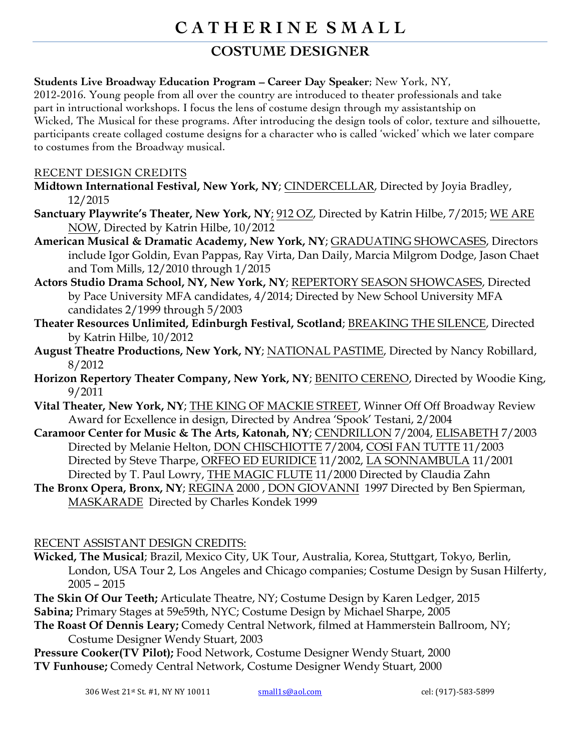# CATHERINE SMALL

## COSTUME DESIGNER

**Students Live Broadway Education Program – Career Day Speaker**; New York, NY, 2012-2016. Young people from all over the country are introduced to theater professionals and take part in intructional workshops. I focus the lens of costume design through my assistantship on Wicked, The Musical for these programs. After introducing the design tools of color, texture and silhouette, participants create collaged costume designs for a character who is called 'wicked' which we later compare to costumes from the Broadway musical.

RECENT DESIGN CREDITS

**Midtown International Festival, New York, NY**; CINDERCELLAR, Directed by Joyia Bradley, 12/2015

**Sanctuary Playwrite's Theater, New York, NY**; 912 OZ, Directed by Katrin Hilbe, 7/2015; WE ARE NOW, Directed by Katrin Hilbe, 10/2012

**American Musical & Dramatic Academy, New York, NY**; GRADUATING SHOWCASES, Directors include Igor Goldin, Evan Pappas, Ray Virta, Dan Daily, Marcia Milgrom Dodge, Jason Chaet and Tom Mills, 12/2010 through 1/2015

**Actors Studio Drama School, NY, New York, NY**; REPERTORY SEASON SHOWCASES, Directed by Pace University MFA candidates, 4/2014; Directed by New School University MFA candidates 2/1999 through 5/2003

**Theater Resources Unlimited, Edinburgh Festival, Scotland**; BREAKING THE SILENCE, Directed by Katrin Hilbe, 10/2012

**August Theatre Productions, New York, NY**; NATIONAL PASTIME, Directed by Nancy Robillard, 8/2012

**Horizon Repertory Theater Company, New York, NY**; BENITO CERENO, Directed by Woodie King, 9/2011

**Vital Theater, New York, NY**; THE KING OF MACKIE STREET, Winner Off Off Broadway Review Award for Ecxellence in design, Directed by Andrea 'Spook' Testani, 2/2004

**Caramoor Center for Music & The Arts, Katonah, NY**; CENDRILLON 7/2004, ELISABETH 7/2003 Directed by Melanie Helton, DON CHISCHIOTTE 7/2004, COSI FAN TUTTE 11/2003 Directed by Steve Tharpe, ORFEO ED EURIDICE 11/2002, LA SONNAMBULA 11/2001 Directed by T. Paul Lowry, THE MAGIC FLUTE 11/2000 Directed by Claudia Zahn

**The Bronx Opera, Bronx, NY**; REGINA 2000 , DON GIOVANNI 1997 Directed by Ben Spierman, MASKARADE Directed by Charles Kondek 1999

RECENT ASSISTANT DESIGN CREDITS:

**Wicked, The Musical**; Brazil, Mexico City, UK Tour, Australia, Korea, Stuttgart, Tokyo, Berlin, London, USA Tour 2, Los Angeles and Chicago companies; Costume Design by Susan Hilferty, 2005 – 2015

**The Skin Of Our Teeth;** Articulate Theatre, NY; Costume Design by Karen Ledger, 2015

**Sabina;** Primary Stages at 59e59th, NYC; Costume Design by Michael Sharpe, 2005

**The Roast Of Dennis Leary;** Comedy Central Network, filmed at Hammerstein Ballroom, NY; Costume Designer Wendy Stuart, 2003

**Pressure Cooker(TV Pilot);** Food Network, Costume Designer Wendy Stuart, 2000

**TV Funhouse;** Comedy Central Network, Costume Designer Wendy Stuart, 2000

306 West 21st St. #1, NY NY 10011 small1s@aol.com cel: (917)-583-5899